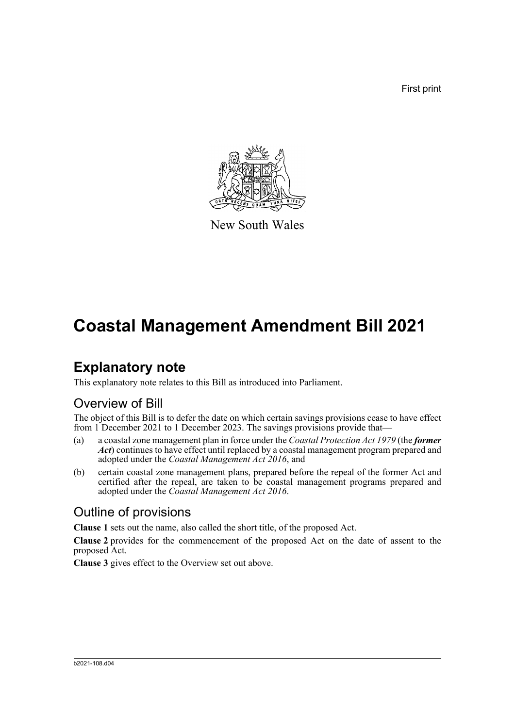First print

New South Wales

# Coastal Management Amendment Bill 2021

## Explanatory note

This explanatory note relates to this Bill as introduced into Parliament.

### Overview of Bill

The object of this Bill is to defer the date on which certain savings provisions cease to have effect from 1 December 2021 to 1 December 2023. The savings provisions provide that—

(a) a coastal zone management plan in force under the *Coastal Protection Act 1979* (the ***former Act***) continues to have effect until replaced by a coastal management program prepared and adopted under the *Coastal Management Act 2016*, and

(b) certain coastal zone management plans, prepared before the repeal of the former Act and certified after the repeal, are taken to be coastal management programs prepared and adopted under the *Coastal Management Act 2016*.

### Outline of provisions

**Clause 1** sets out the name, also called the short title, of the proposed Act.

**Clause 2** provides for the commencement of the proposed Act on the date of assent to the proposed Act.

**Clause 3** gives effect to the Overview set out above.

b2021-108.d04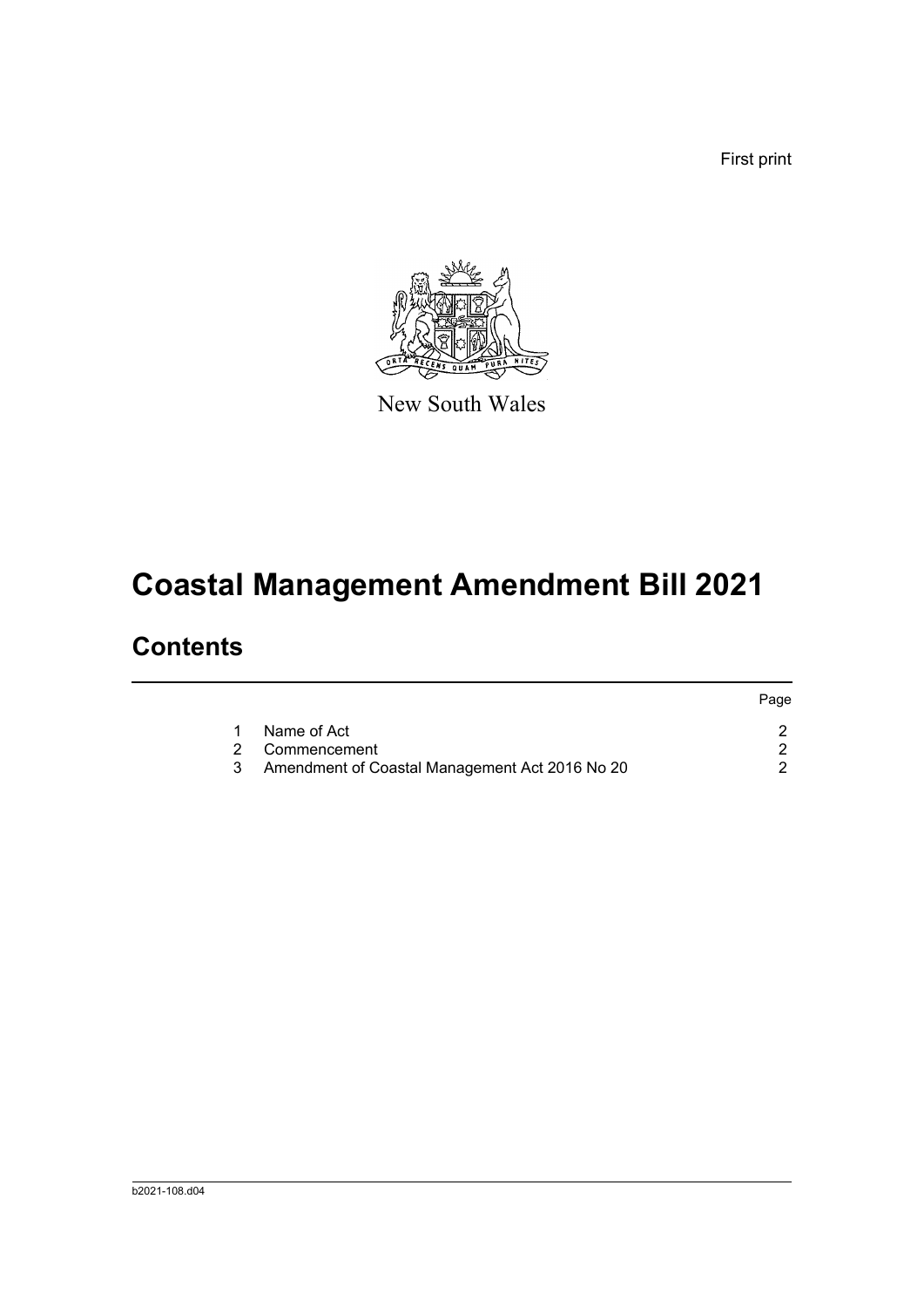First print

New South Wales

# Coastal Management Amendment Bill 2021

## Contents

| | | Page |
|---|---|---|
| 1 | Name of Act | 2 |
| 2 | Commencement | 2 |
| 3 | Amendment of Coastal Management Act 2016 No 20 | 2 |

b2021-108.d04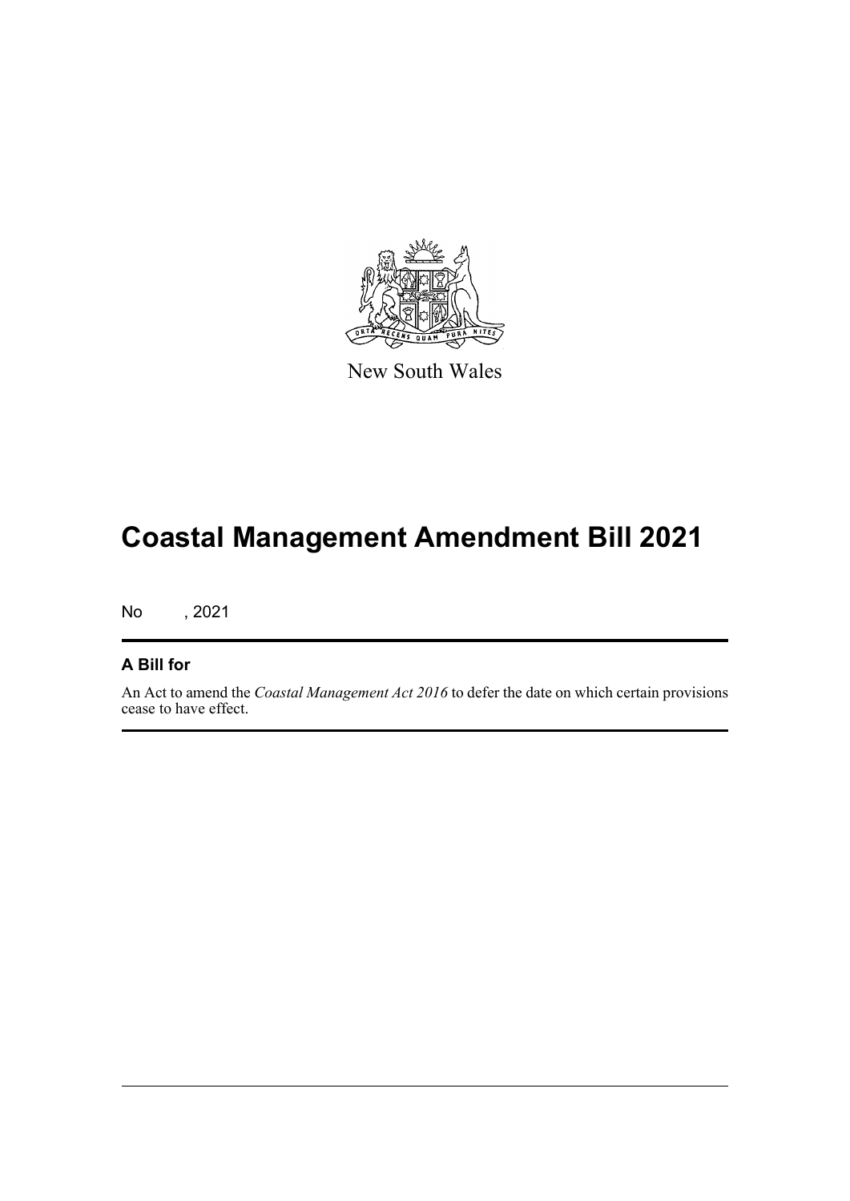New South Wales

# Coastal Management Amendment Bill 2021

No , 2021

## A Bill for

An Act to amend the *Coastal Management Act 2016* to defer the date on which certain provisions cease to have effect.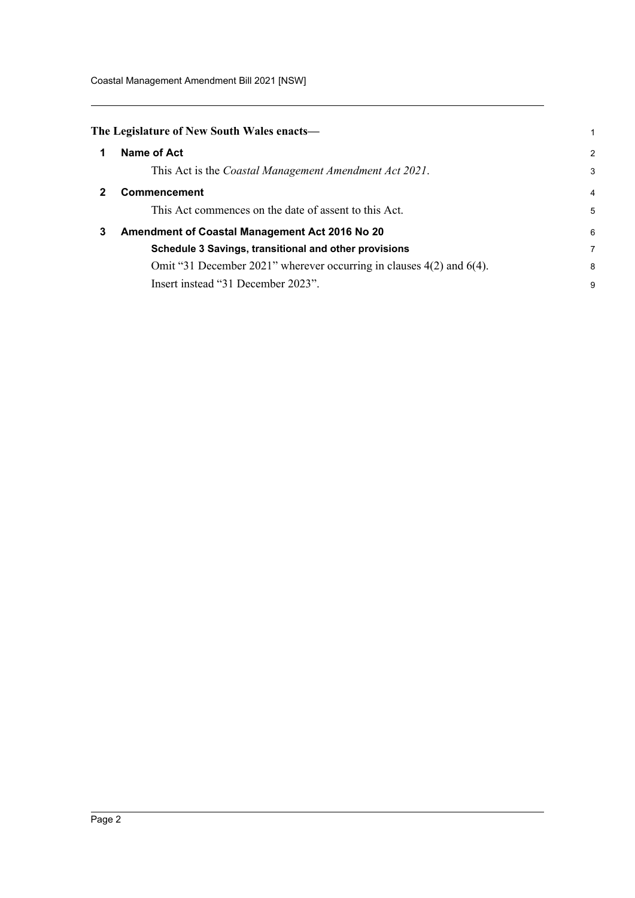**The Legislature of New South Wales enacts—**

## 1 Name of Act

This Act is the *Coastal Management Amendment Act 2021*.

## 2 Commencement

This Act commences on the date of assent to this Act.

## 3 Amendment of Coastal Management Act 2016 No 20

**Schedule 3 Savings, transitional and other provisions**

Omit "31 December 2021" wherever occurring in clauses 4(2) and 6(4).

Insert instead "31 December 2023".